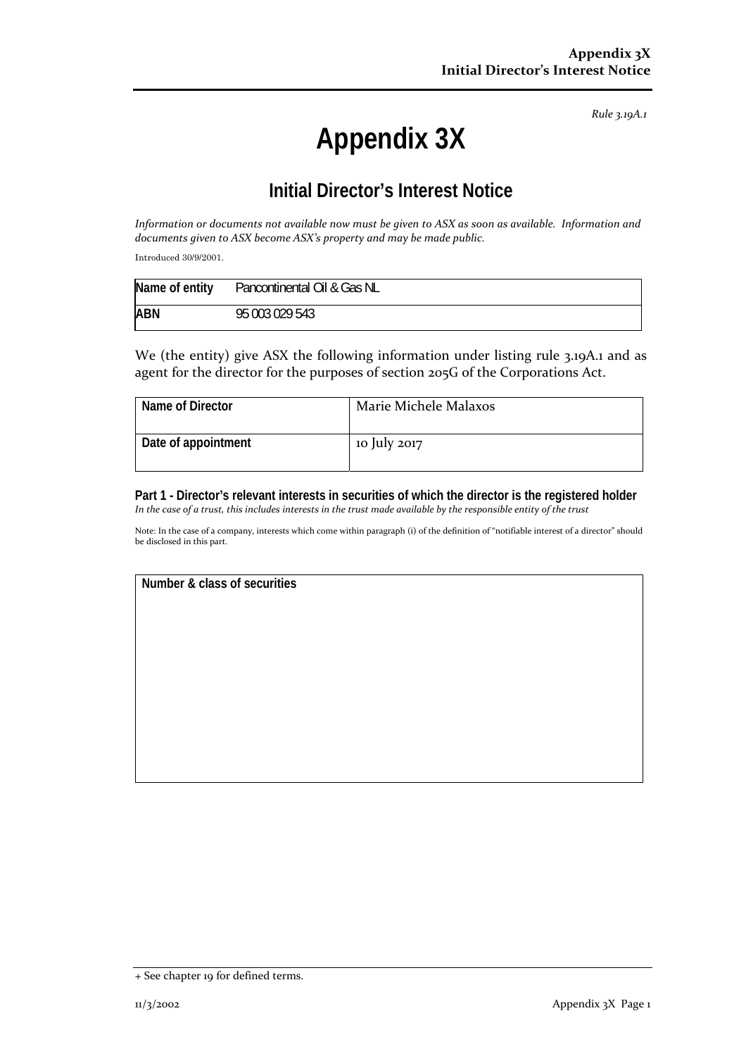*Rule 3.19A.1*

# Appendix 3X

## Initial Director's Interest Notice

*Information or documents not available now must be given to ASX as soon as available. Information and documents given to ASX become ASX's property and may be made public.*

Introduced 30/9/2001.

| Name of entity | Pancontinental Oil & Gas NL |
|---|---|
| **ABN** | 95 003 029 543 |

We (the entity) give ASX the following information under listing rule 3.19A.1 and as agent for the director for the purposes of section 205G of the Corporations Act.

| Name of Director | Marie Michele Malaxos |
|---|---|
| Date of appointment | 10 July 2017 |

**Part 1 - Director's relevant interests in securities of which the director is the registered holder**
*In the case of a trust, this includes interests in the trust made available by the responsible entity of the trust*

Note: In the case of a company, interests which come within paragraph (i) of the definition of "notifiable interest of a director" should be disclosed in this part.

| Number & class of securities |
|---|
| |

+ See chapter 19 for defined terms.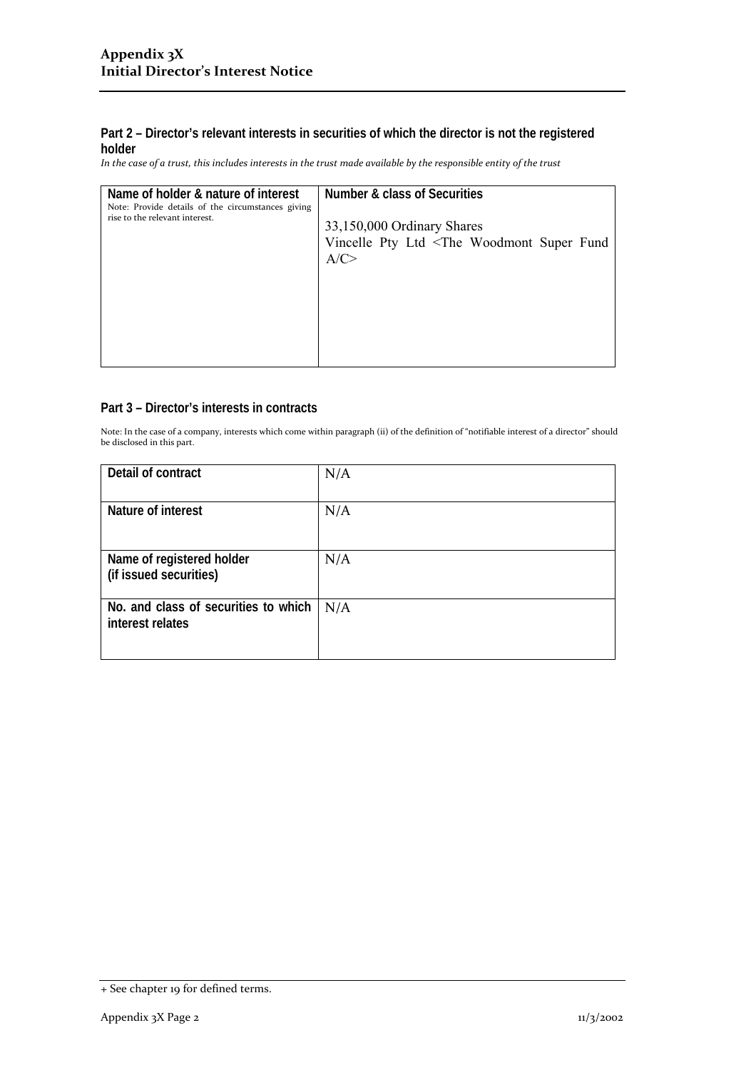## Part 2 – Director's relevant interests in securities of which the director is not the registered holder

*In the case of a trust, this includes interests in the trust made available by the responsible entity of the trust*

| Name of holder & nature of interest<br>Note: Provide details of the circumstances giving rise to the relevant interest. | Number & class of Securities<br><br>33,150,000 Ordinary Shares<br>Vincelle Pty Ltd <The Woodmont Super Fund A/C> |
|---|---|

## Part 3 – Director's interests in contracts

Note: In the case of a company, interests which come within paragraph (ii) of the definition of "notifiable interest of a director" should be disclosed in this part.

| | |
|---|---|
| Detail of contract | N/A |
| Nature of interest | N/A |
| Name of registered holder (if issued securities) | N/A |
| No. and class of securities to which interest relates | N/A |

+ See chapter 19 for defined terms.